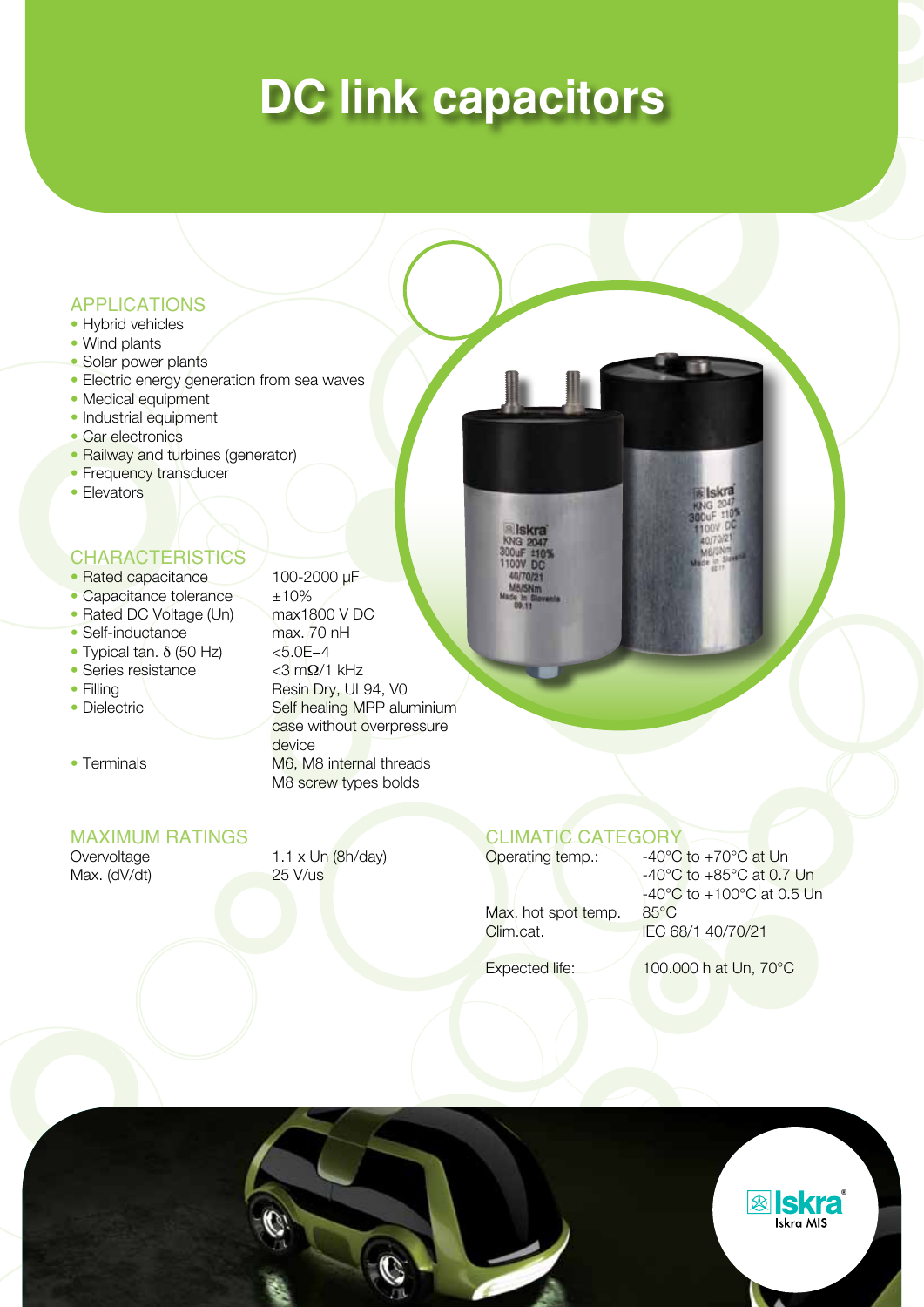# DC link capacitors

## APPLICATIONS

- Hybrid vehicles
- Wind plants
- Solar power plants
- Electric energy generation from sea waves
- Medical equipment
- Industrial equipment
- Car electronics
- Railway and turbines (generator)
- Frequency transducer
- Elevators

## CHARACTERISTICS

| | |
|---|---|
| • Rated capacitance | 100-2000 µF |
| • Capacitance tolerance | ±10% |
| • Rated DC Voltage (Un) | max1800 V DC |
| • Self-inductance | max. 70 nH |
| • Typical tan. δ (50 Hz) | <5.0E–4 |
| • Series resistance | <3 mΩ/1 kHz |
| • Filling | Resin Dry, UL94, V0 |
| • Dielectric | Self healing MPP aluminium case without overpressure device |
| • Terminals | M6, M8 internal threads<br>M8 screw types bolds |

## MAXIMUM RATINGS

| | |
|---|---|
| Overvoltage | 1.1 x Un (8h/day) |
| Max. (dV/dt) | 25 V/us |

## CLIMATIC CATEGORY

| | |
|---|---|
| Operating temp.: | -40°C to +70°C at Un<br>-40°C to +85°C at 0.7 Un<br>-40°C to +100°C at 0.5 Un |
| Max. hot spot temp. | 85°C |
| Clim.cat. | IEC 68/1 40/70/21 |
| Expected life: | 100.000 h at Un, 70°C |

Iskra®
Iskra MIS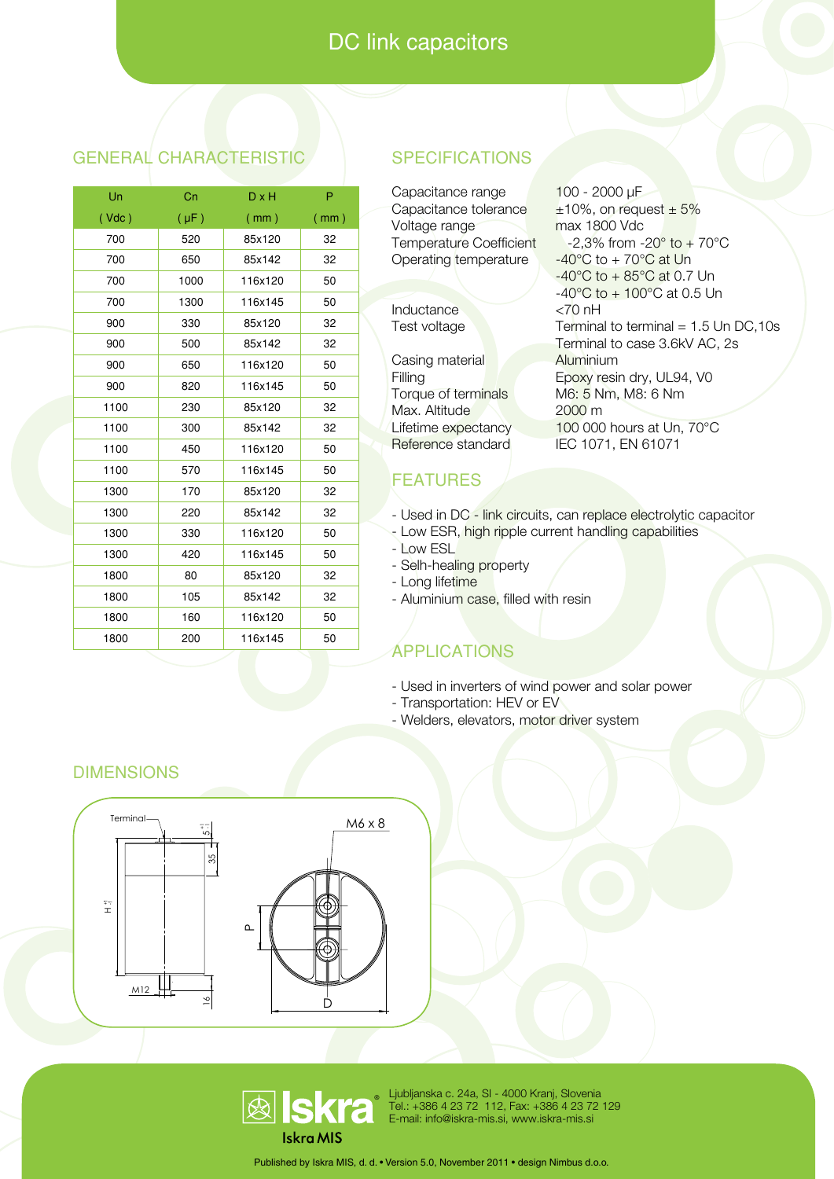# DC link capacitors

## GENERAL CHARACTERISTIC

| Un | Cn | D x H | P |
|---|---|---|---|
| ( Vdc ) | ( μF ) | ( mm ) | ( mm ) |
| 700 | 520 | 85x120 | 32 |
| 700 | 650 | 85x142 | 32 |
| 700 | 1000 | 116x120 | 50 |
| 700 | 1300 | 116x145 | 50 |
| 900 | 330 | 85x120 | 32 |
| 900 | 500 | 85x142 | 32 |
| 900 | 650 | 116x120 | 50 |
| 900 | 820 | 116x145 | 50 |
| 1100 | 230 | 85x120 | 32 |
| 1100 | 300 | 85x142 | 32 |
| 1100 | 450 | 116x120 | 50 |
| 1100 | 570 | 116x145 | 50 |
| 1300 | 170 | 85x120 | 32 |
| 1300 | 220 | 85x142 | 32 |
| 1300 | 330 | 116x120 | 50 |
| 1300 | 420 | 116x145 | 50 |
| 1800 | 80 | 85x120 | 32 |
| 1800 | 105 | 85x142 | 32 |
| 1800 | 160 | 116x120 | 50 |
| 1800 | 200 | 116x145 | 50 |

## SPECIFICATIONS

| | |
|---|---|
| Capacitance range | 100 - 2000 μF |
| Capacitance tolerance | ±10%, on request ± 5% |
| Voltage range | max 1800 Vdc |
| Temperature Coefficient | -2,3% from -20° to + 70°C |
| Operating temperature | -40°C to + 70°C at Un<br>-40°C to + 85°C at 0.7 Un<br>-40°C to + 100°C at 0.5 Un |
| Inductance | <70 nH |
| Test voltage | Terminal to terminal = 1.5 Un DC,10s<br>Terminal to case 3.6kV AC, 2s |
| Casing material | Aluminium |
| Filling | Epoxy resin dry, UL94, V0 |
| Torque of terminals | M6: 5 Nm, M8: 6 Nm |
| Max. Altitude | 2000 m |
| Lifetime expectancy | 100 000 hours at Un, 70°C |
| Reference standard | IEC 1071, EN 61071 |

## FEATURES

- Used in DC - link circuits, can replace electrolytic capacitor
- Low ESR, high ripple current handling capabilities
- Low ESL
- Selh-healing property
- Long lifetime
- Aluminium case, filled with resin

## APPLICATIONS

- Used in inverters of wind power and solar power
- Transportation: HEV or EV
- Welders, elevators, motor driver system

## DIMENSIONS

Terminal
5 ±1
35
H ±1
M12
16
M6 x 8
P
D

Iskra MIS

Ljubljanska c. 24a, SI - 4000 Kranj, Slovenia
Tel.: +386 4 23 72 112, Fax: +386 4 23 72 129
E-mail: info@iskra-mis.si, www.iskra-mis.si

Published by Iskra MIS, d. d. • Version 5.0, November 2011 • design Nimbus d.o.o.